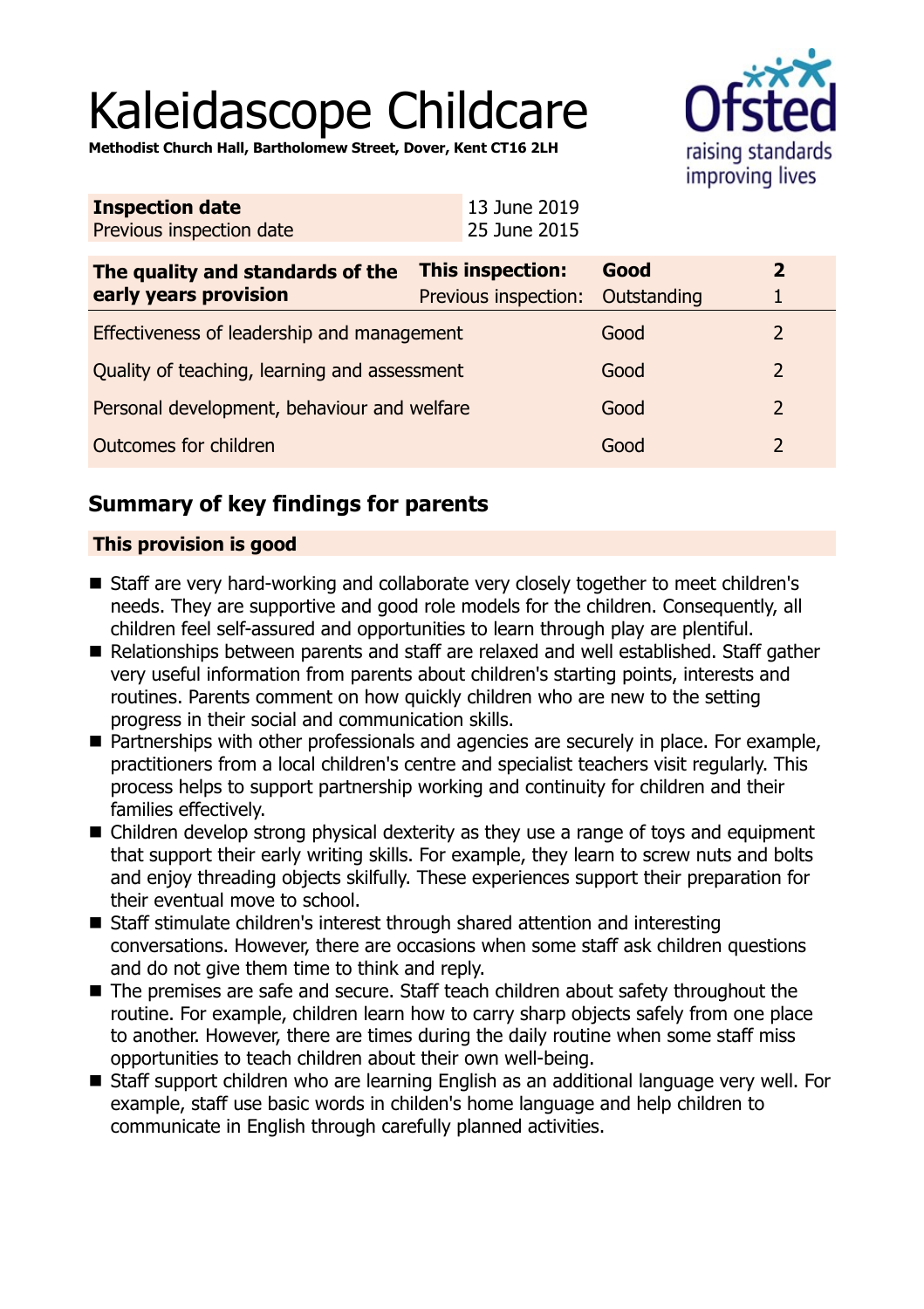# Kaleidascope Childcare

**Methodist Church Hall, Bartholomew Street, Dover, Kent CT16 2LH**

| **Inspection date** | 13 June 2019 |
|---|---|
| Previous inspection date | 25 June 2015 |

| **The quality and standards of the early years provision** | **This inspection:** | **Good** | **2** |
|---|---|---|---|
| | Previous inspection: | Outstanding | 1 |
| Effectiveness of leadership and management | | Good | 2 |
| Quality of teaching, learning and assessment | | Good | 2 |
| Personal development, behaviour and welfare | | Good | 2 |
| Outcomes for children | | Good | 2 |

## Summary of key findings for parents

### This provision is good

- Staff are very hard-working and collaborate very closely together to meet children's needs. They are supportive and good role models for the children. Consequently, all children feel self-assured and opportunities to learn through play are plentiful.
- Relationships between parents and staff are relaxed and well established. Staff gather very useful information from parents about children's starting points, interests and routines. Parents comment on how quickly children who are new to the setting progress in their social and communication skills.
- Partnerships with other professionals and agencies are securely in place. For example, practitioners from a local children's centre and specialist teachers visit regularly. This process helps to support partnership working and continuity for children and their families effectively.
- Children develop strong physical dexterity as they use a range of toys and equipment that support their early writing skills. For example, they learn to screw nuts and bolts and enjoy threading objects skilfully. These experiences support their preparation for their eventual move to school.
- Staff stimulate children's interest through shared attention and interesting conversations. However, there are occasions when some staff ask children questions and do not give them time to think and reply.
- The premises are safe and secure. Staff teach children about safety throughout the routine. For example, children learn how to carry sharp objects safely from one place to another. However, there are times during the daily routine when some staff miss opportunities to teach children about their own well-being.
- Staff support children who are learning English as an additional language very well. For example, staff use basic words in childen's home language and help children to communicate in English through carefully planned activities.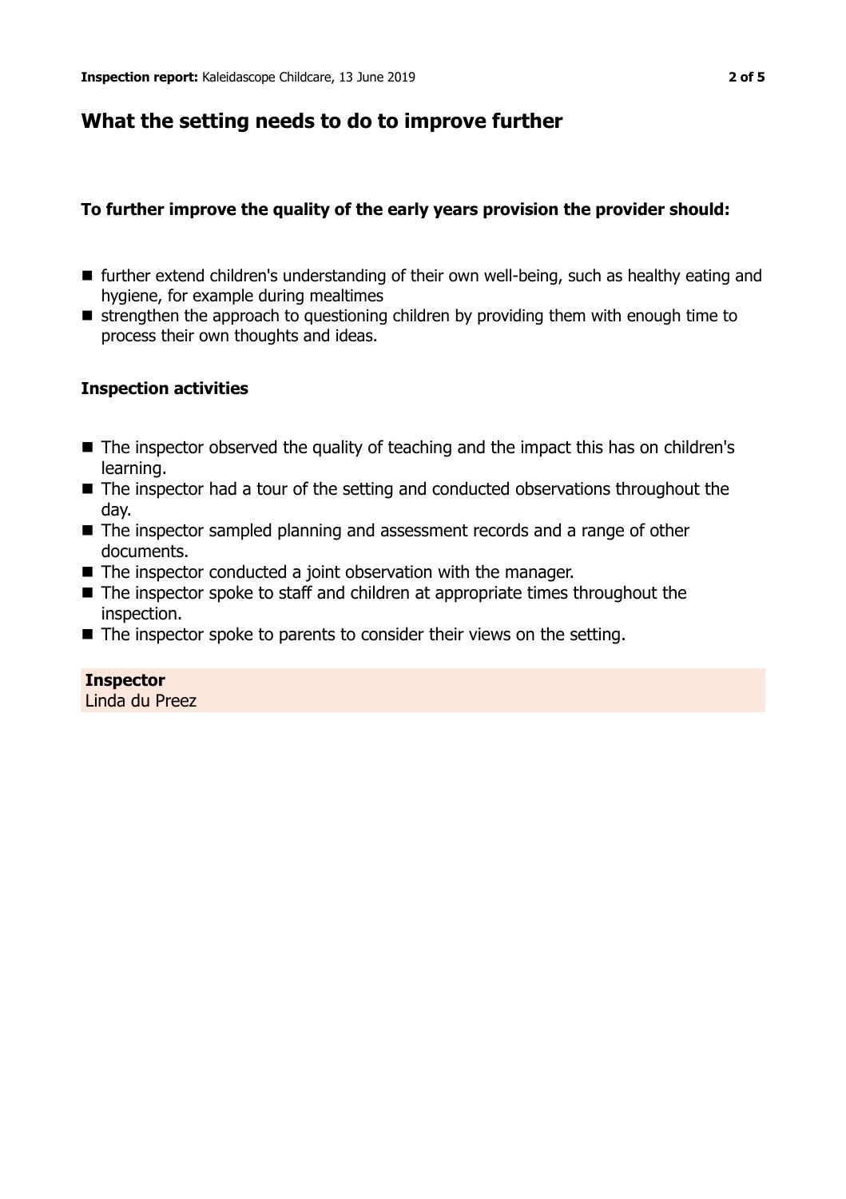## What the setting needs to do to improve further

### To further improve the quality of the early years provision the provider should:

- further extend children's understanding of their own well-being, such as healthy eating and hygiene, for example during mealtimes
- strengthen the approach to questioning children by providing them with enough time to process their own thoughts and ideas.

### Inspection activities

- The inspector observed the quality of teaching and the impact this has on children's learning.
- The inspector had a tour of the setting and conducted observations throughout the day.
- The inspector sampled planning and assessment records and a range of other documents.
- The inspector conducted a joint observation with the manager.
- The inspector spoke to staff and children at appropriate times throughout the inspection.
- The inspector spoke to parents to consider their views on the setting.

**Inspector**
Linda du Preez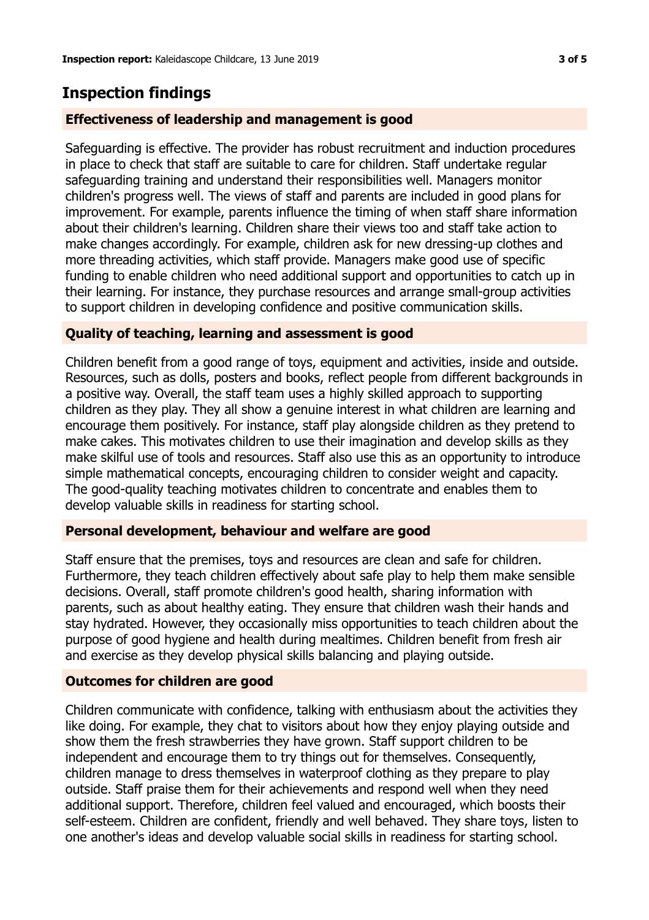## Inspection findings

### Effectiveness of leadership and management is good

Safeguarding is effective. The provider has robust recruitment and induction procedures in place to check that staff are suitable to care for children. Staff undertake regular safeguarding training and understand their responsibilities well. Managers monitor children's progress well. The views of staff and parents are included in good plans for improvement. For example, parents influence the timing of when staff share information about their children's learning. Children share their views too and staff take action to make changes accordingly. For example, children ask for new dressing-up clothes and more threading activities, which staff provide. Managers make good use of specific funding to enable children who need additional support and opportunities to catch up in their learning. For instance, they purchase resources and arrange small-group activities to support children in developing confidence and positive communication skills.

### Quality of teaching, learning and assessment is good

Children benefit from a good range of toys, equipment and activities, inside and outside. Resources, such as dolls, posters and books, reflect people from different backgrounds in a positive way. Overall, the staff team uses a highly skilled approach to supporting children as they play. They all show a genuine interest in what children are learning and encourage them positively. For instance, staff play alongside children as they pretend to make cakes. This motivates children to use their imagination and develop skills as they make skilful use of tools and resources. Staff also use this as an opportunity to introduce simple mathematical concepts, encouraging children to consider weight and capacity. The good-quality teaching motivates children to concentrate and enables them to develop valuable skills in readiness for starting school.

### Personal development, behaviour and welfare are good

Staff ensure that the premises, toys and resources are clean and safe for children. Furthermore, they teach children effectively about safe play to help them make sensible decisions. Overall, staff promote children's good health, sharing information with parents, such as about healthy eating. They ensure that children wash their hands and stay hydrated. However, they occasionally miss opportunities to teach children about the purpose of good hygiene and health during mealtimes. Children benefit from fresh air and exercise as they develop physical skills balancing and playing outside.

### Outcomes for children are good

Children communicate with confidence, talking with enthusiasm about the activities they like doing. For example, they chat to visitors about how they enjoy playing outside and show them the fresh strawberries they have grown. Staff support children to be independent and encourage them to try things out for themselves. Consequently, children manage to dress themselves in waterproof clothing as they prepare to play outside. Staff praise them for their achievements and respond well when they need additional support. Therefore, children feel valued and encouraged, which boosts their self-esteem. Children are confident, friendly and well behaved. They share toys, listen to one another's ideas and develop valuable social skills in readiness for starting school.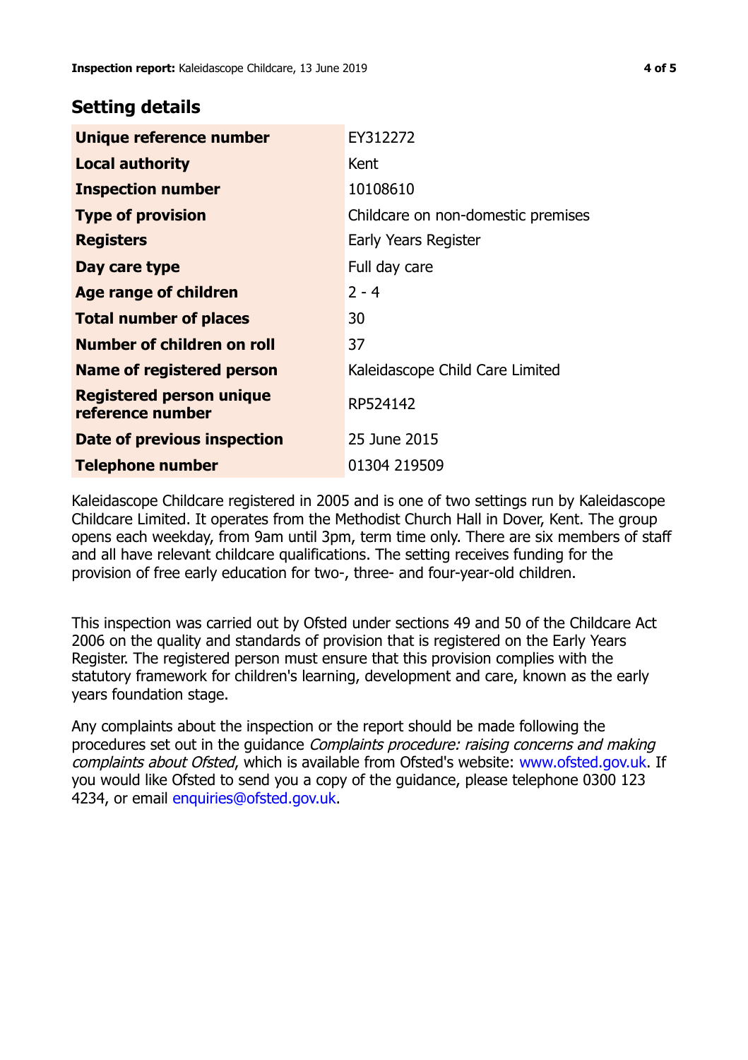## Setting details

| | |
|---|---|
| **Unique reference number** | EY312272 |
| **Local authority** | Kent |
| **Inspection number** | 10108610 |
| **Type of provision** | Childcare on non-domestic premises |
| **Registers** | Early Years Register |
| **Day care type** | Full day care |
| **Age range of children** | 2 - 4 |
| **Total number of places** | 30 |
| **Number of children on roll** | 37 |
| **Name of registered person** | Kaleidascope Child Care Limited |
| **Registered person unique reference number** | RP524142 |
| **Date of previous inspection** | 25 June 2015 |
| **Telephone number** | 01304 219509 |

Kaleidascope Childcare registered in 2005 and is one of two settings run by Kaleidascope Childcare Limited. It operates from the Methodist Church Hall in Dover, Kent. The group opens each weekday, from 9am until 3pm, term time only. There are six members of staff and all have relevant childcare qualifications. The setting receives funding for the provision of free early education for two-, three- and four-year-old children.

This inspection was carried out by Ofsted under sections 49 and 50 of the Childcare Act 2006 on the quality and standards of provision that is registered on the Early Years Register. The registered person must ensure that this provision complies with the statutory framework for children's learning, development and care, known as the early years foundation stage.

Any complaints about the inspection or the report should be made following the procedures set out in the guidance *Complaints procedure: raising concerns and making complaints about Ofsted*, which is available from Ofsted's website: www.ofsted.gov.uk. If you would like Ofsted to send you a copy of the guidance, please telephone 0300 123 4234, or email enquiries@ofsted.gov.uk.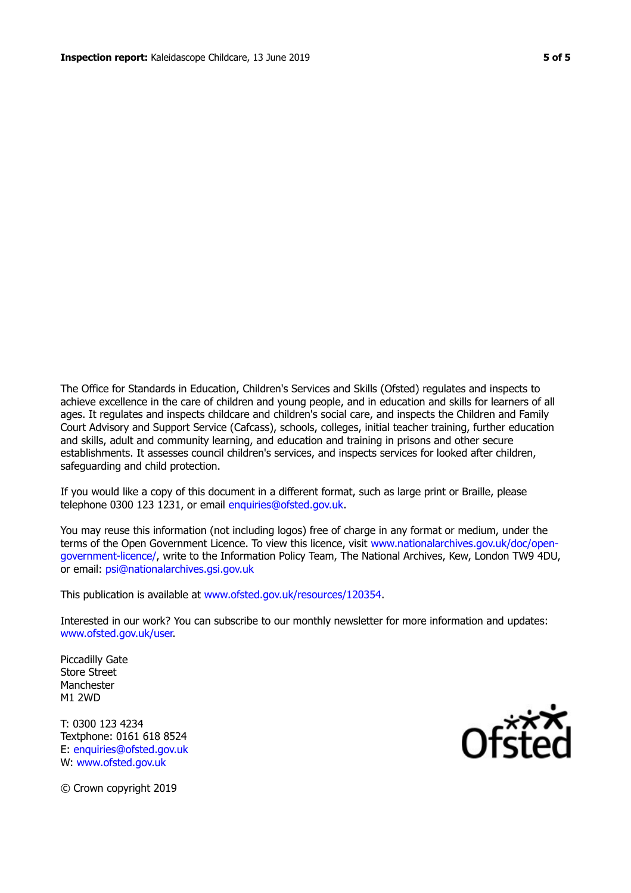The Office for Standards in Education, Children's Services and Skills (Ofsted) regulates and inspects to achieve excellence in the care of children and young people, and in education and skills for learners of all ages. It regulates and inspects childcare and children's social care, and inspects the Children and Family Court Advisory and Support Service (Cafcass), schools, colleges, initial teacher training, further education and skills, adult and community learning, and education and training in prisons and other secure establishments. It assesses council children's services, and inspects services for looked after children, safeguarding and child protection.

If you would like a copy of this document in a different format, such as large print or Braille, please telephone 0300 123 1231, or email enquiries@ofsted.gov.uk.

You may reuse this information (not including logos) free of charge in any format or medium, under the terms of the Open Government Licence. To view this licence, visit www.nationalarchives.gov.uk/doc/open-government-licence/, write to the Information Policy Team, The National Archives, Kew, London TW9 4DU, or email: psi@nationalarchives.gsi.gov.uk

This publication is available at www.ofsted.gov.uk/resources/120354.

Interested in our work? You can subscribe to our monthly newsletter for more information and updates: www.ofsted.gov.uk/user.

Piccadilly Gate
Store Street
Manchester
M1 2WD

T: 0300 123 4234
Textphone: 0161 618 8524
E: enquiries@ofsted.gov.uk
W: www.ofsted.gov.uk

© Crown copyright 2019